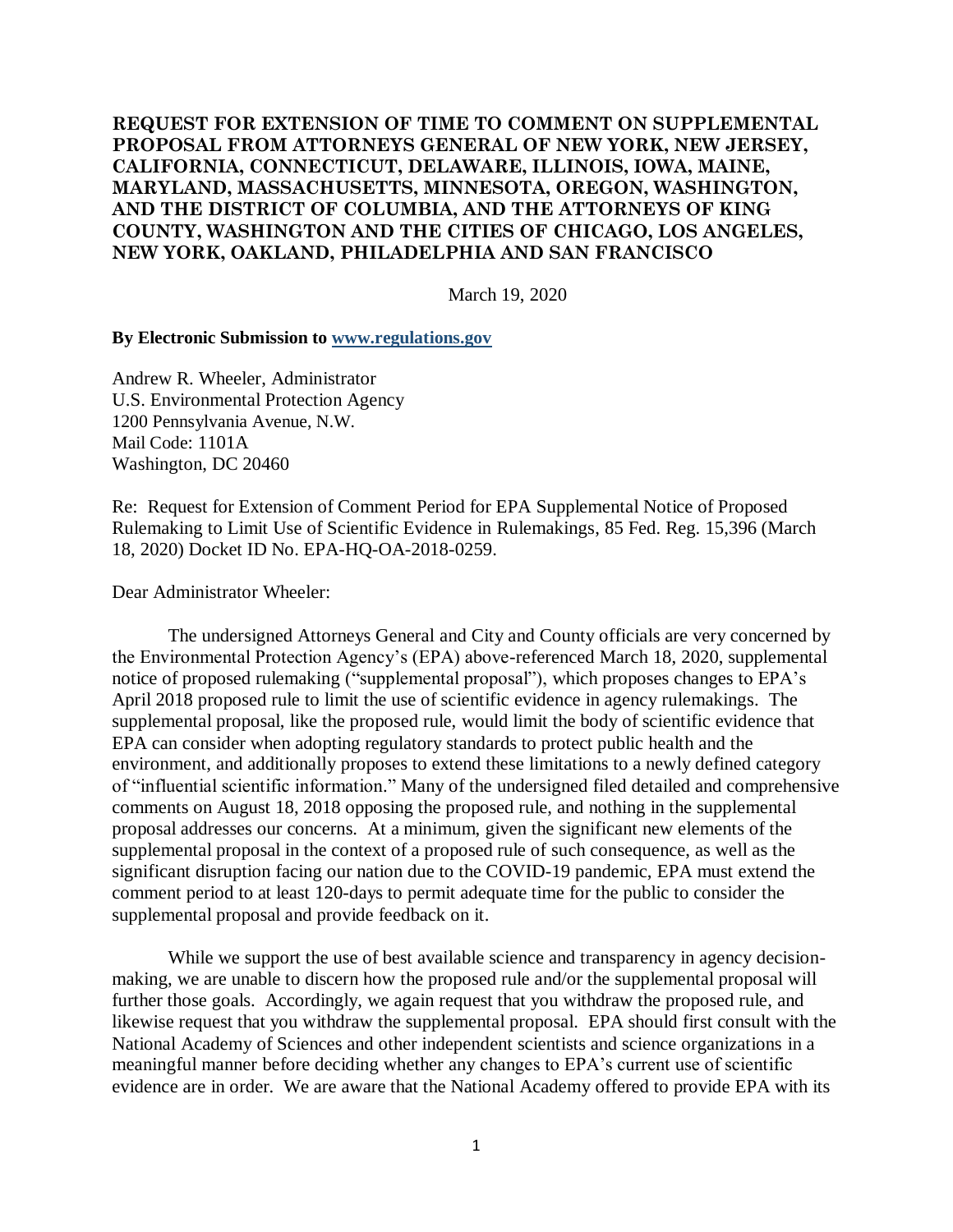**REQUEST FOR EXTENSION OF TIME TO COMMENT ON SUPPLEMENTAL PROPOSAL FROM ATTORNEYS GENERAL OF NEW YORK, NEW JERSEY, CALIFORNIA, CONNECTICUT, DELAWARE, ILLINOIS, IOWA, MAINE, MARYLAND, MASSACHUSETTS, MINNESOTA, OREGON, WASHINGTON, AND THE DISTRICT OF COLUMBIA, AND THE ATTORNEYS OF KING COUNTY, WASHINGTON AND THE CITIES OF CHICAGO, LOS ANGELES, NEW YORK, OAKLAND, PHILADELPHIA AND SAN FRANCISCO**

March 19, 2020

**By Electronic Submission to www.regulations.gov**

Andrew R. Wheeler, Administrator
U.S. Environmental Protection Agency
1200 Pennsylvania Avenue, N.W.
Mail Code: 1101A
Washington, DC 20460

Re: Request for Extension of Comment Period for EPA Supplemental Notice of Proposed Rulemaking to Limit Use of Scientific Evidence in Rulemakings, 85 Fed. Reg. 15,396 (March 18, 2020) Docket ID No. EPA-HQ-OA-2018-0259.

Dear Administrator Wheeler:

The undersigned Attorneys General and City and County officials are very concerned by the Environmental Protection Agency's (EPA) above-referenced March 18, 2020, supplemental notice of proposed rulemaking ("supplemental proposal"), which proposes changes to EPA's April 2018 proposed rule to limit the use of scientific evidence in agency rulemakings. The supplemental proposal, like the proposed rule, would limit the body of scientific evidence that EPA can consider when adopting regulatory standards to protect public health and the environment, and additionally proposes to extend these limitations to a newly defined category of "influential scientific information." Many of the undersigned filed detailed and comprehensive comments on August 18, 2018 opposing the proposed rule, and nothing in the supplemental proposal addresses our concerns. At a minimum, given the significant new elements of the supplemental proposal in the context of a proposed rule of such consequence, as well as the significant disruption facing our nation due to the COVID-19 pandemic, EPA must extend the comment period to at least 120-days to permit adequate time for the public to consider the supplemental proposal and provide feedback on it.

While we support the use of best available science and transparency in agency decision-making, we are unable to discern how the proposed rule and/or the supplemental proposal will further those goals. Accordingly, we again request that you withdraw the proposed rule, and likewise request that you withdraw the supplemental proposal. EPA should first consult with the National Academy of Sciences and other independent scientists and science organizations in a meaningful manner before deciding whether any changes to EPA's current use of scientific evidence are in order. We are aware that the National Academy offered to provide EPA with its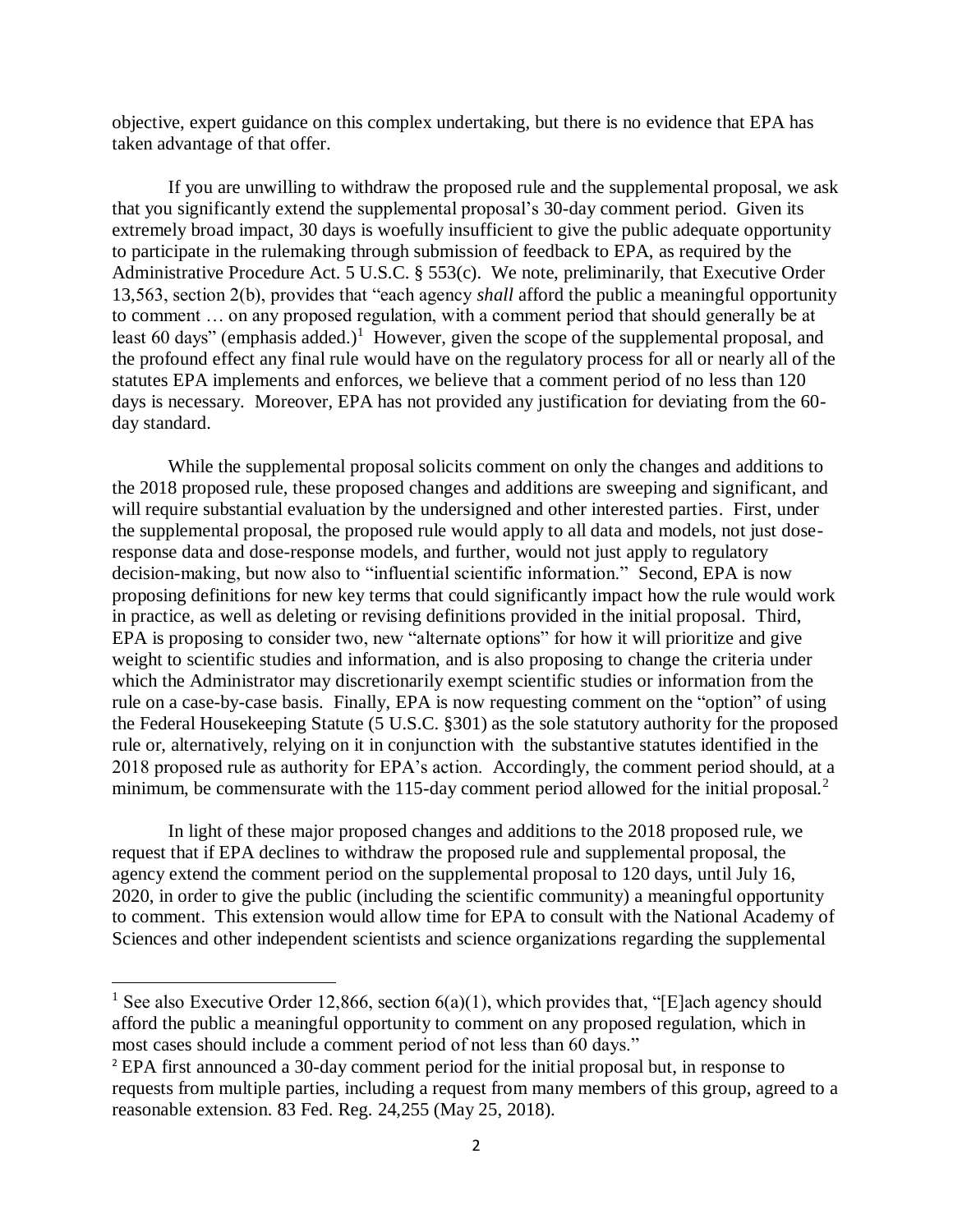objective, expert guidance on this complex undertaking, but there is no evidence that EPA has taken advantage of that offer.

If you are unwilling to withdraw the proposed rule and the supplemental proposal, we ask that you significantly extend the supplemental proposal's 30-day comment period. Given its extremely broad impact, 30 days is woefully insufficient to give the public adequate opportunity to participate in the rulemaking through submission of feedback to EPA, as required by the Administrative Procedure Act. 5 U.S.C. § 553(c). We note, preliminarily, that Executive Order 13,563, section 2(b), provides that "each agency *shall* afford the public a meaningful opportunity to comment … on any proposed regulation, with a comment period that should generally be at least 60 days" (emphasis added.)[1] However, given the scope of the supplemental proposal, and the profound effect any final rule would have on the regulatory process for all or nearly all of the statutes EPA implements and enforces, we believe that a comment period of no less than 120 days is necessary. Moreover, EPA has not provided any justification for deviating from the 60-day standard.

While the supplemental proposal solicits comment on only the changes and additions to the 2018 proposed rule, these proposed changes and additions are sweeping and significant, and will require substantial evaluation by the undersigned and other interested parties. First, under the supplemental proposal, the proposed rule would apply to all data and models, not just dose-response data and dose-response models, and further, would not just apply to regulatory decision-making, but now also to "influential scientific information." Second, EPA is now proposing definitions for new key terms that could significantly impact how the rule would work in practice, as well as deleting or revising definitions provided in the initial proposal. Third, EPA is proposing to consider two, new "alternate options" for how it will prioritize and give weight to scientific studies and information, and is also proposing to change the criteria under which the Administrator may discretionarily exempt scientific studies or information from the rule on a case-by-case basis. Finally, EPA is now requesting comment on the "option" of using the Federal Housekeeping Statute (5 U.S.C. §301) as the sole statutory authority for the proposed rule or, alternatively, relying on it in conjunction with the substantive statutes identified in the 2018 proposed rule as authority for EPA's action. Accordingly, the comment period should, at a minimum, be commensurate with the 115-day comment period allowed for the initial proposal.[2]

In light of these major proposed changes and additions to the 2018 proposed rule, we request that if EPA declines to withdraw the proposed rule and supplemental proposal, the agency extend the comment period on the supplemental proposal to 120 days, until July 16, 2020, in order to give the public (including the scientific community) a meaningful opportunity to comment. This extension would allow time for EPA to consult with the National Academy of Sciences and other independent scientists and science organizations regarding the supplemental

---

[1] See also Executive Order 12,866, section 6(a)(1), which provides that, "[E]ach agency should afford the public a meaningful opportunity to comment on any proposed regulation, which in most cases should include a comment period of not less than 60 days."

[2] EPA first announced a 30-day comment period for the initial proposal but, in response to requests from multiple parties, including a request from many members of this group, agreed to a reasonable extension. 83 Fed. Reg. 24,255 (May 25, 2018).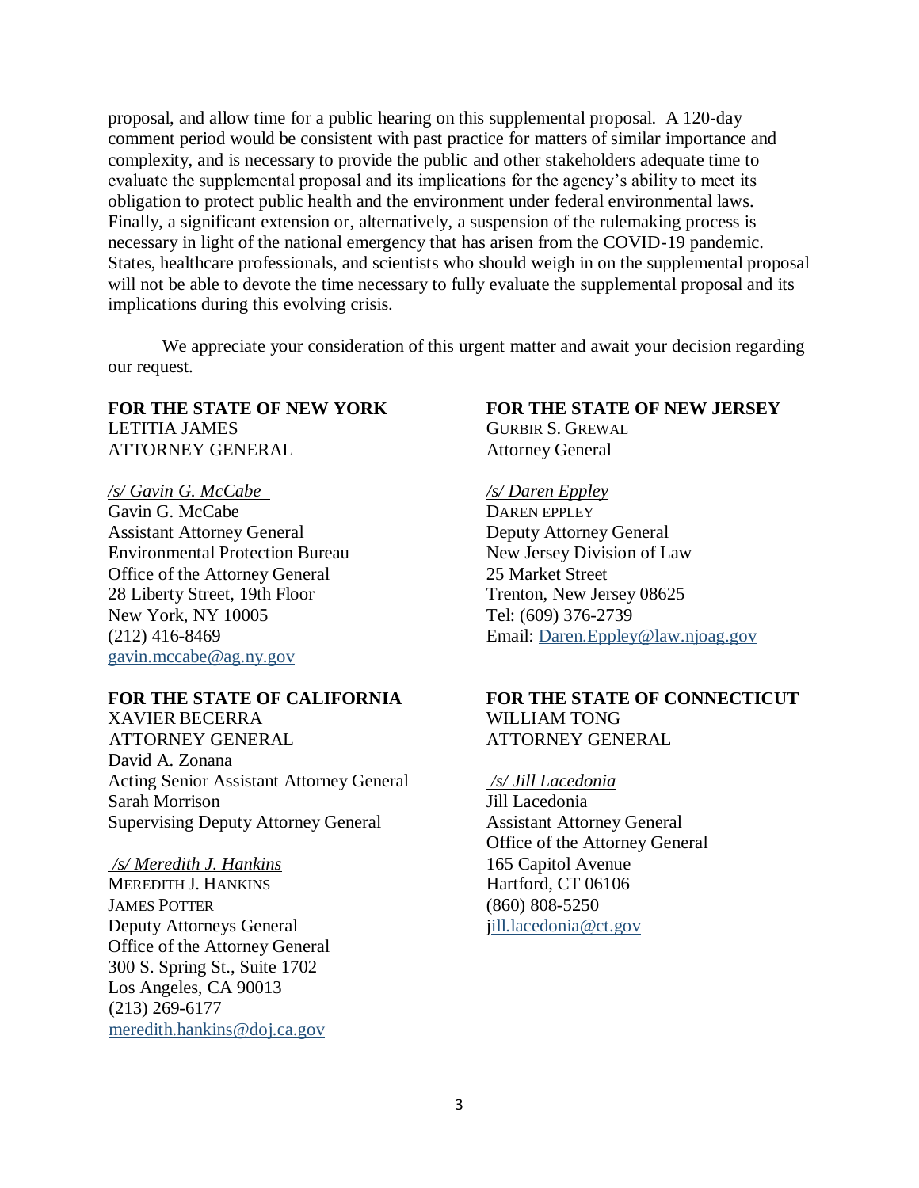proposal, and allow time for a public hearing on this supplemental proposal. A 120-day comment period would be consistent with past practice for matters of similar importance and complexity, and is necessary to provide the public and other stakeholders adequate time to evaluate the supplemental proposal and its implications for the agency's ability to meet its obligation to protect public health and the environment under federal environmental laws. Finally, a significant extension or, alternatively, a suspension of the rulemaking process is necessary in light of the national emergency that has arisen from the COVID-19 pandemic. States, healthcare professionals, and scientists who should weigh in on the supplemental proposal will not be able to devote the time necessary to fully evaluate the supplemental proposal and its implications during this evolving crisis.

We appreciate your consideration of this urgent matter and await your decision regarding our request.

**FOR THE STATE OF NEW YORK**
LETITIA JAMES
ATTORNEY GENERAL

*/s/ Gavin G. McCabe*
Gavin G. McCabe
Assistant Attorney General
Environmental Protection Bureau
Office of the Attorney General
28 Liberty Street, 19th Floor
New York, NY 10005
(212) 416-8469
gavin.mccabe@ag.ny.gov

**FOR THE STATE OF NEW JERSEY**
GURBIR S. GREWAL
Attorney General

*/s/ Daren Eppley*
DAREN EPPLEY
Deputy Attorney General
New Jersey Division of Law
25 Market Street
Trenton, New Jersey 08625
Tel: (609) 376-2739
Email: Daren.Eppley@law.njoag.gov

**FOR THE STATE OF CALIFORNIA**
XAVIER BECERRA
ATTORNEY GENERAL
David A. Zonana
Acting Senior Assistant Attorney General
Sarah Morrison
Supervising Deputy Attorney General

*/s/ Meredith J. Hankins*
MEREDITH J. HANKINS
JAMES POTTER
Deputy Attorneys General
Office of the Attorney General
300 S. Spring St., Suite 1702
Los Angeles, CA 90013
(213) 269-6177
meredith.hankins@doj.ca.gov

**FOR THE STATE OF CONNECTICUT**
WILLIAM TONG
ATTORNEY GENERAL

*/s/ Jill Lacedonia*
Jill Lacedonia
Assistant Attorney General
Office of the Attorney General
165 Capitol Avenue
Hartford, CT 06106
(860) 808-5250
jill.lacedonia@ct.gov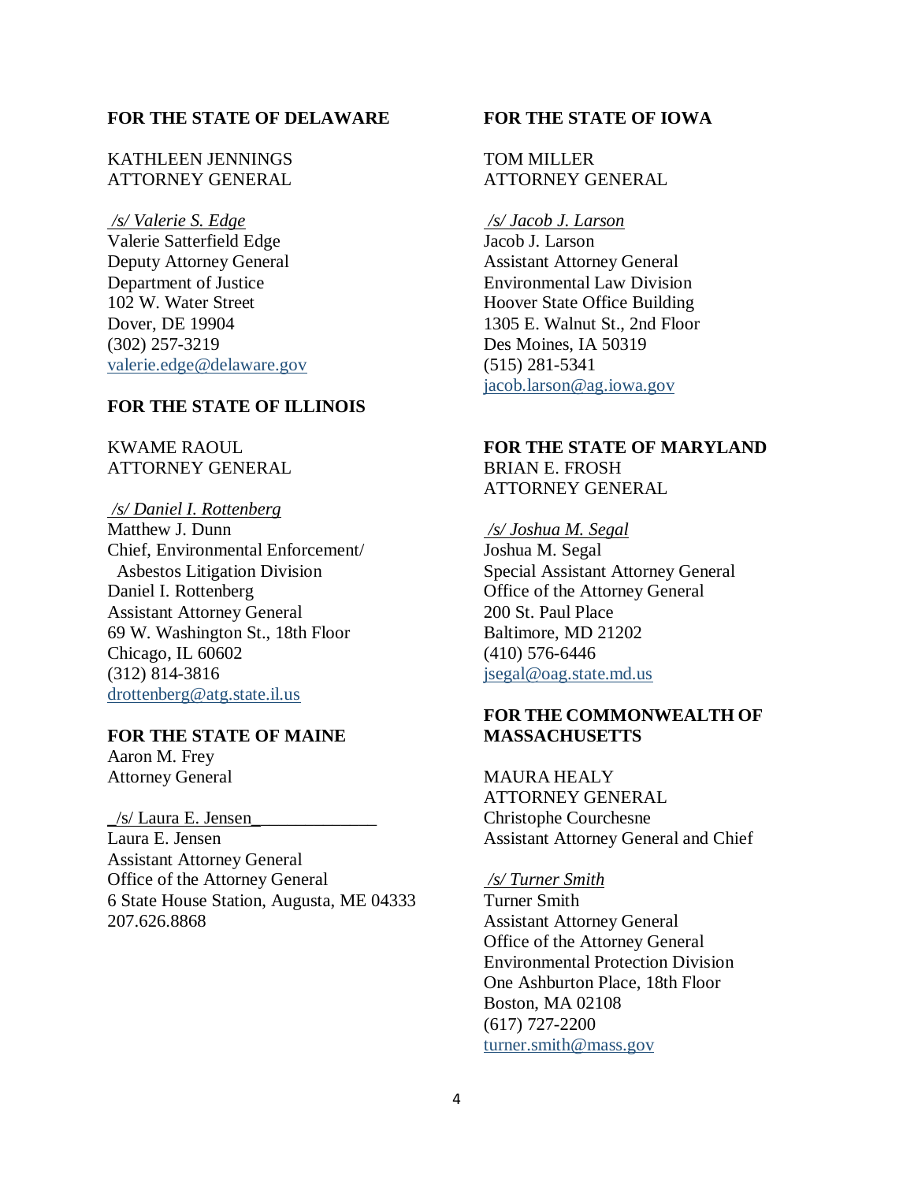**FOR THE STATE OF DELAWARE**

KATHLEEN JENNINGS
ATTORNEY GENERAL

*/s/ Valerie S. Edge*
Valerie Satterfield Edge
Deputy Attorney General
Department of Justice
102 W. Water Street
Dover, DE 19904
(302) 257-3219
valerie.edge@delaware.gov

**FOR THE STATE OF ILLINOIS**

KWAME RAOUL
ATTORNEY GENERAL

*/s/ Daniel I. Rottenberg*
Matthew J. Dunn
Chief, Environmental Enforcement/
Asbestos Litigation Division
Daniel I. Rottenberg
Assistant Attorney General
69 W. Washington St., 18th Floor
Chicago, IL 60602
(312) 814-3816
drottenberg@atg.state.il.us

**FOR THE STATE OF MAINE**
Aaron M. Frey
Attorney General

_/s/ Laura E. Jensen______________
Laura E. Jensen
Assistant Attorney General
Office of the Attorney General
6 State House Station, Augusta, ME 04333
207.626.8868

**FOR THE STATE OF IOWA**

TOM MILLER
ATTORNEY GENERAL

*/s/ Jacob J. Larson*
Jacob J. Larson
Assistant Attorney General
Environmental Law Division
Hoover State Office Building
1305 E. Walnut St., 2nd Floor
Des Moines, IA 50319
(515) 281-5341
jacob.larson@ag.iowa.gov

**FOR THE STATE OF MARYLAND**
BRIAN E. FROSH
ATTORNEY GENERAL

*/s/ Joshua M. Segal*
Joshua M. Segal
Special Assistant Attorney General
Office of the Attorney General
200 St. Paul Place
Baltimore, MD 21202
(410) 576-6446
jsegal@oag.state.md.us

**FOR THE COMMONWEALTH OF MASSACHUSETTS**

MAURA HEALY
ATTORNEY GENERAL
Christophe Courchesne
Assistant Attorney General and Chief

*/s/ Turner Smith*
Turner Smith
Assistant Attorney General
Office of the Attorney General
Environmental Protection Division
One Ashburton Place, 18th Floor
Boston, MA 02108
(617) 727-2200
turner.smith@mass.gov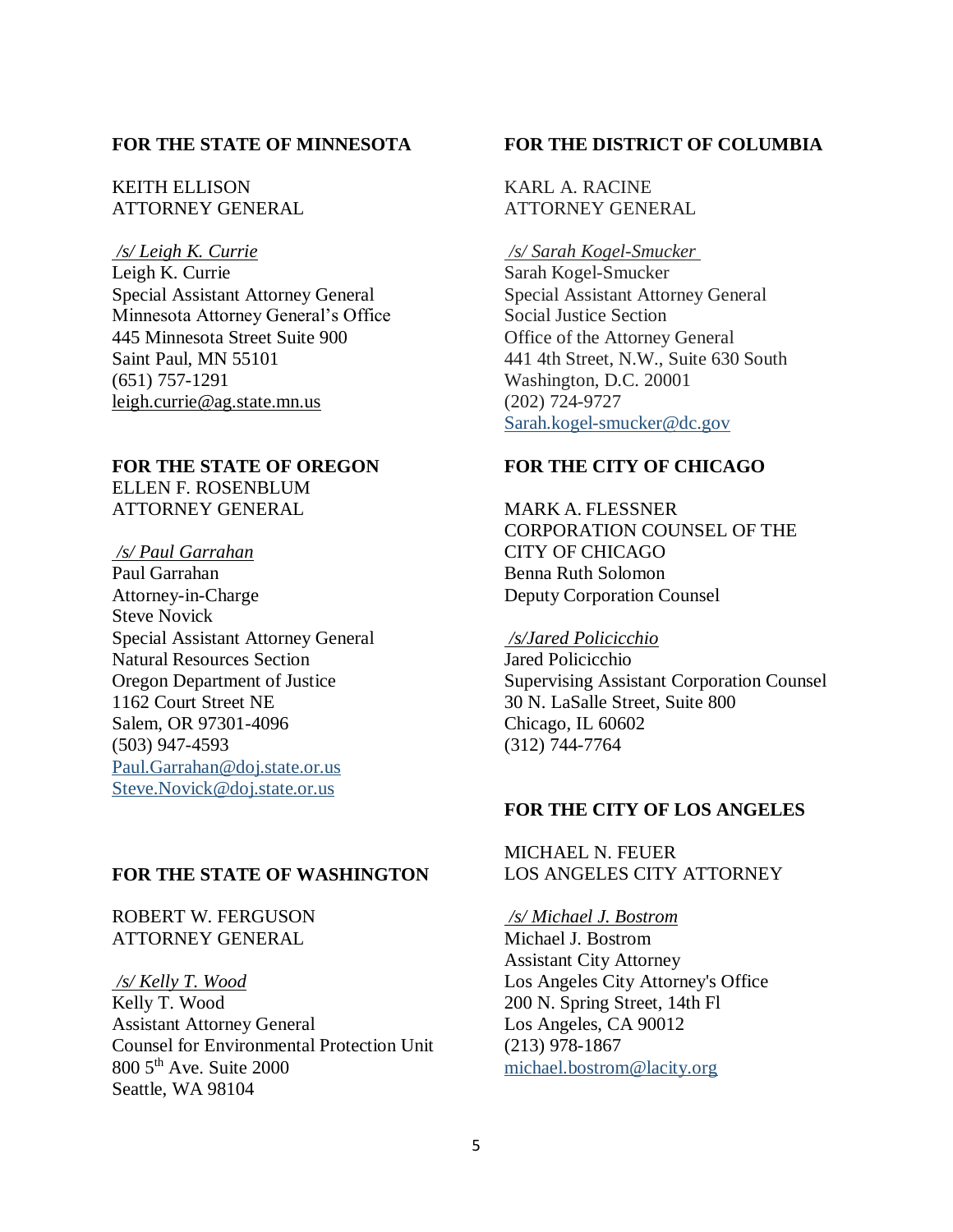**FOR THE STATE OF MINNESOTA**

KEITH ELLISON
ATTORNEY GENERAL

*/s/ Leigh K. Currie*
Leigh K. Currie
Special Assistant Attorney General
Minnesota Attorney General's Office
445 Minnesota Street Suite 900
Saint Paul, MN 55101
(651) 757-1291
leigh.currie@ag.state.mn.us

**FOR THE STATE OF OREGON**
ELLEN F. ROSENBLUM
ATTORNEY GENERAL

*/s/ Paul Garrahan*
Paul Garrahan
Attorney-in-Charge
Steve Novick
Special Assistant Attorney General
Natural Resources Section
Oregon Department of Justice
1162 Court Street NE
Salem, OR 97301-4096
(503) 947-4593
Paul.Garrahan@doj.state.or.us
Steve.Novick@doj.state.or.us

**FOR THE STATE OF WASHINGTON**

ROBERT W. FERGUSON
ATTORNEY GENERAL

*/s/ Kelly T. Wood*
Kelly T. Wood
Assistant Attorney General
Counsel for Environmental Protection Unit
800 5th Ave. Suite 2000
Seattle, WA 98104

**FOR THE DISTRICT OF COLUMBIA**

KARL A. RACINE
ATTORNEY GENERAL

*/s/ Sarah Kogel-Smucker*
Sarah Kogel-Smucker
Special Assistant Attorney General
Social Justice Section
Office of the Attorney General
441 4th Street, N.W., Suite 630 South
Washington, D.C. 20001
(202) 724-9727
Sarah.kogel-smucker@dc.gov

**FOR THE CITY OF CHICAGO**

MARK A. FLESSNER
CORPORATION COUNSEL OF THE
CITY OF CHICAGO
Benna Ruth Solomon
Deputy Corporation Counsel

*/s/Jared Policicchio*
Jared Policicchio
Supervising Assistant Corporation Counsel
30 N. LaSalle Street, Suite 800
Chicago, IL 60602
(312) 744-7764

**FOR THE CITY OF LOS ANGELES**

MICHAEL N. FEUER
LOS ANGELES CITY ATTORNEY

*/s/ Michael J. Bostrom*
Michael J. Bostrom
Assistant City Attorney
Los Angeles City Attorney's Office
200 N. Spring Street, 14th Fl
Los Angeles, CA 90012
(213) 978-1867
michael.bostrom@lacity.org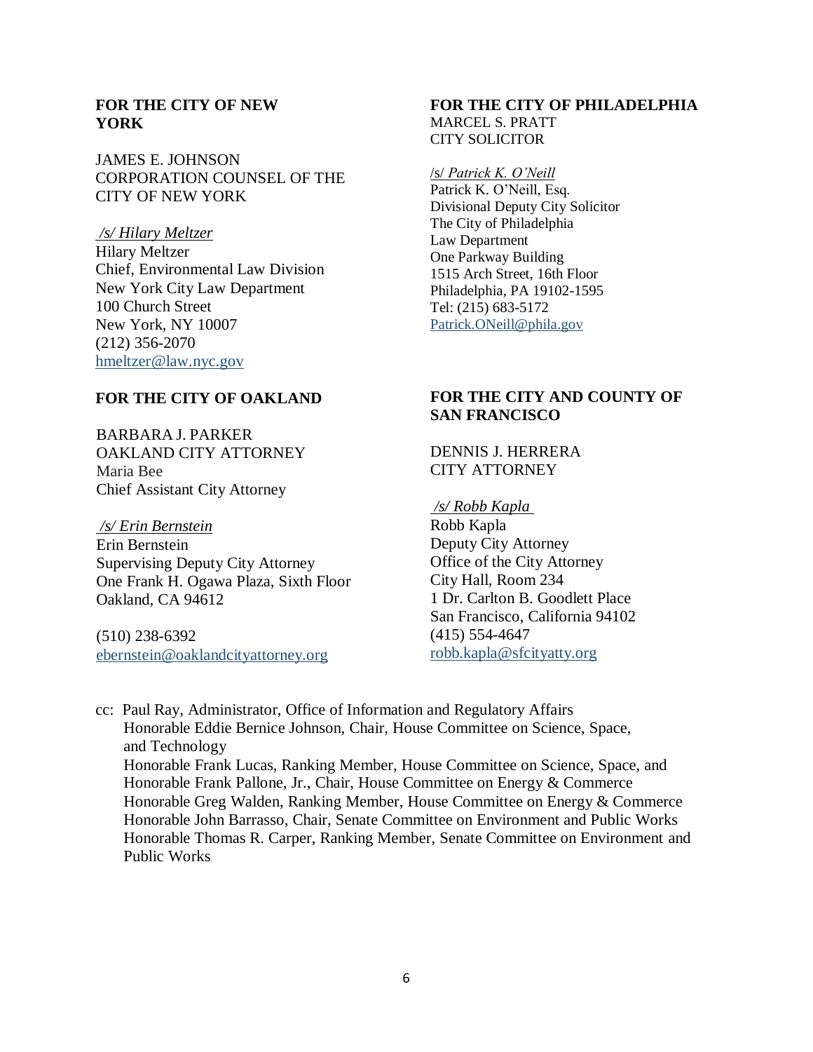**FOR THE CITY OF NEW YORK**

JAMES E. JOHNSON
CORPORATION COUNSEL OF THE CITY OF NEW YORK

*/s/ Hilary Meltzer*
Hilary Meltzer
Chief, Environmental Law Division
New York City Law Department
100 Church Street
New York, NY 10007
(212) 356-2070
hmeltzer@law.nyc.gov

**FOR THE CITY OF PHILADELPHIA**
MARCEL S. PRATT
CITY SOLICITOR

/s/ *Patrick K. O'Neill*
Patrick K. O'Neill, Esq.
Divisional Deputy City Solicitor
The City of Philadelphia
Law Department
One Parkway Building
1515 Arch Street, 16th Floor
Philadelphia, PA 19102-1595
Tel: (215) 683-5172
Patrick.ONeill@phila.gov

**FOR THE CITY OF OAKLAND**

BARBARA J. PARKER
OAKLAND CITY ATTORNEY
Maria Bee
Chief Assistant City Attorney

*/s/ Erin Bernstein*
Erin Bernstein
Supervising Deputy City Attorney
One Frank H. Ogawa Plaza, Sixth Floor
Oakland, CA 94612

(510) 238-6392
ebernstein@oaklandcityattorney.org

**FOR THE CITY AND COUNTY OF SAN FRANCISCO**

DENNIS J. HERRERA
CITY ATTORNEY

*/s/ Robb Kapla*
Robb Kapla
Deputy City Attorney
Office of the City Attorney
City Hall, Room 234
1 Dr. Carlton B. Goodlett Place
San Francisco, California 94102
(415) 554-4647
robb.kapla@sfcityatty.org

cc: Paul Ray, Administrator, Office of Information and Regulatory Affairs
Honorable Eddie Bernice Johnson, Chair, House Committee on Science, Space, and Technology
Honorable Frank Lucas, Ranking Member, House Committee on Science, Space, and
Honorable Frank Pallone, Jr., Chair, House Committee on Energy & Commerce
Honorable Greg Walden, Ranking Member, House Committee on Energy & Commerce
Honorable John Barrasso, Chair, Senate Committee on Environment and Public Works
Honorable Thomas R. Carper, Ranking Member, Senate Committee on Environment and Public Works